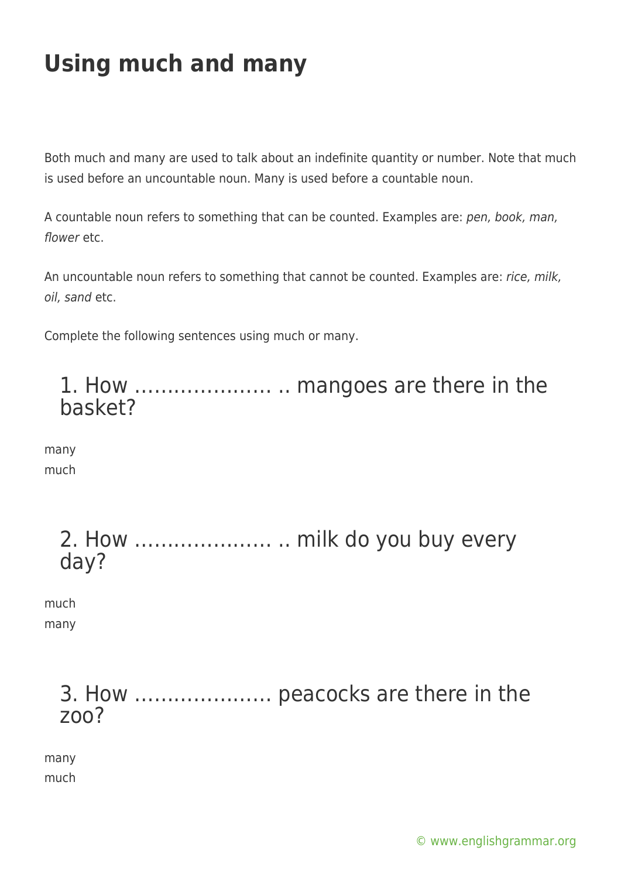# Using much and many

Both much and many are used to talk about an indefinite quantity or number. Note that much is used before an uncountable noun. Many is used before a countable noun.

A countable noun refers to something that can be counted. Examples are: *pen, book, man, flower* etc.

An uncountable noun refers to something that cannot be counted. Examples are: *rice, milk, oil, sand* etc.

Complete the following sentences using much or many.

## 1. How ………………… .. mangoes are there in the basket?

many
much

## 2. How ………………… .. milk do you buy every day?

much
many

## 3. How ………………… peacocks are there in the zoo?

many
much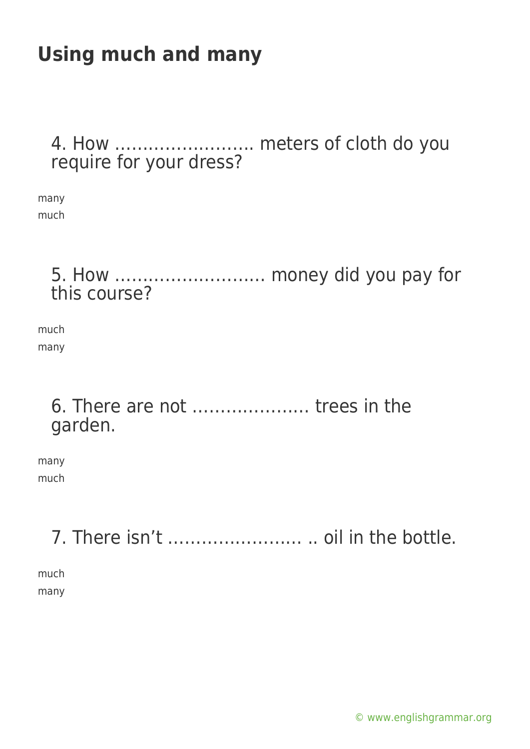## Using much and many

4. How ……………………. meters of cloth do you require for your dress?

many
much

5. How ……………………… money did you pay for this course?

much
many

6. There are not ………………… trees in the garden.

many
much

7. There isn't …………………… .. oil in the bottle.

much
many

© www.englishgrammar.org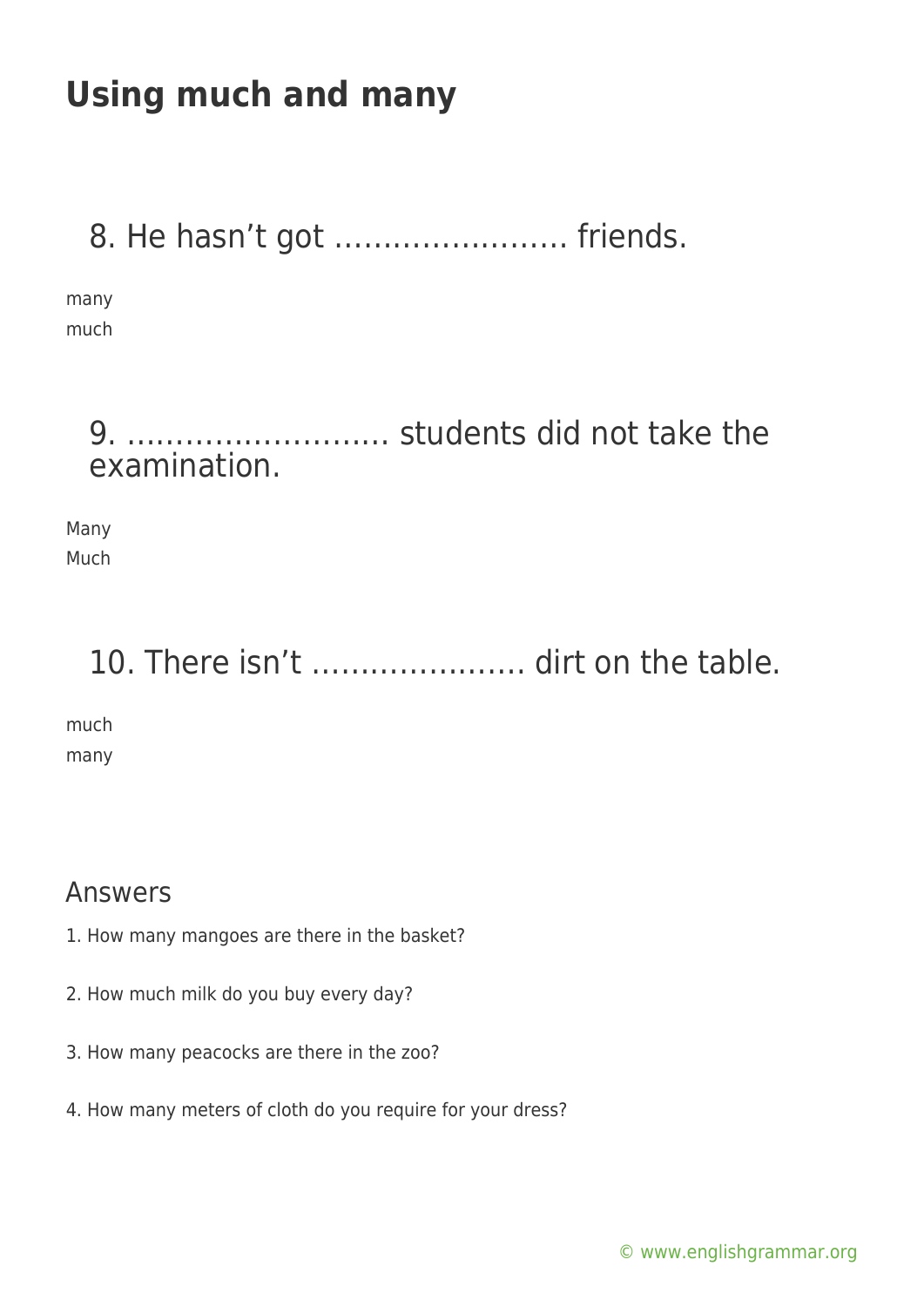# Using much and many

## 8. He hasn't got …………………… friends.

many
much

## 9. ……………………… students did not take the examination.

Many
Much

## 10. There isn't …………………. dirt on the table.

much
many

### Answers

1. How many mangoes are there in the basket?

2. How much milk do you buy every day?

3. How many peacocks are there in the zoo?

4. How many meters of cloth do you require for your dress?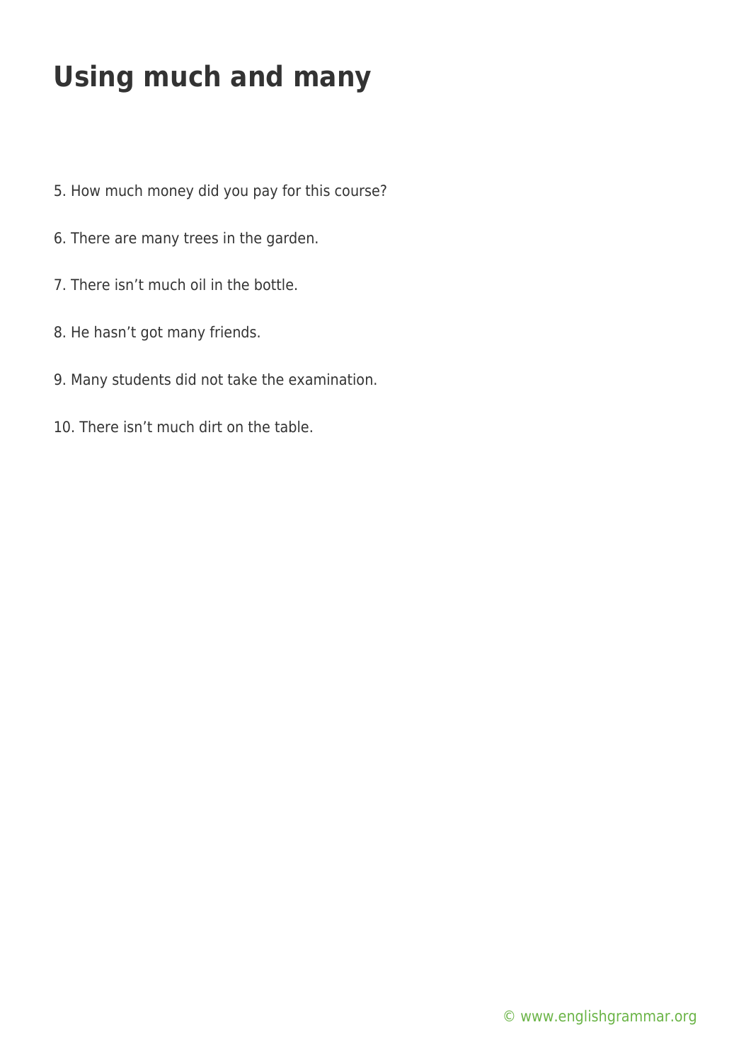5. How much money did you pay for this course?

6. There are many trees in the garden.

7. There isn't much oil in the bottle.

8. He hasn't got many friends.

9. Many students did not take the examination.

10. There isn't much dirt on the table.